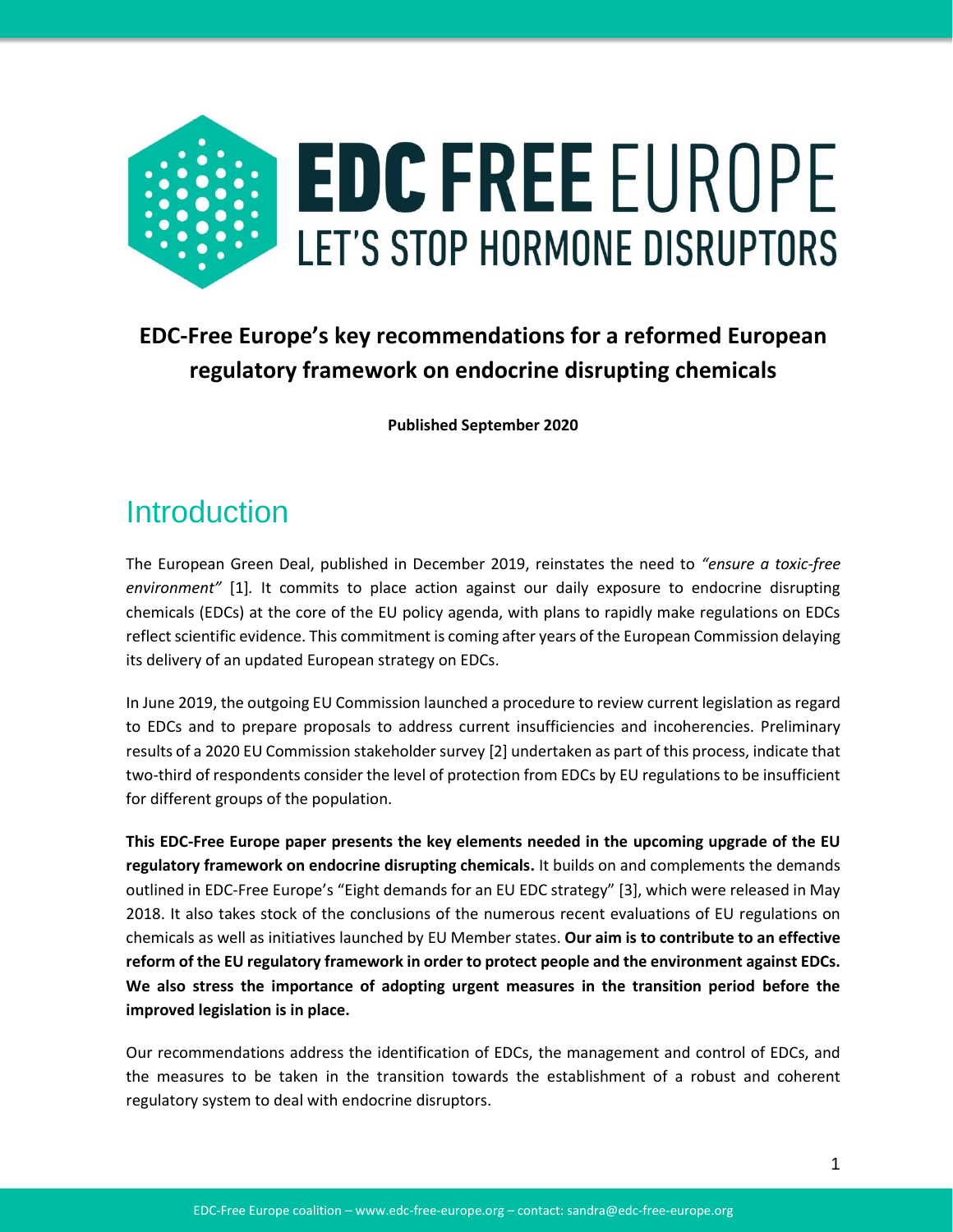# EDC FREE EUROPE
LET'S STOP HORMONE DISRUPTORS

## EDC-Free Europe's key recommendations for a reformed European regulatory framework on endocrine disrupting chemicals

**Published September 2020**

## Introduction

The European Green Deal, published in December 2019, reinstates the need to *"ensure a toxic-free environment"* [1]. It commits to place action against our daily exposure to endocrine disrupting chemicals (EDCs) at the core of the EU policy agenda, with plans to rapidly make regulations on EDCs reflect scientific evidence. This commitment is coming after years of the European Commission delaying its delivery of an updated European strategy on EDCs.

In June 2019, the outgoing EU Commission launched a procedure to review current legislation as regard to EDCs and to prepare proposals to address current insufficiencies and incoherencies. Preliminary results of a 2020 EU Commission stakeholder survey [2] undertaken as part of this process, indicate that two-third of respondents consider the level of protection from EDCs by EU regulations to be insufficient for different groups of the population.

**This EDC-Free Europe paper presents the key elements needed in the upcoming upgrade of the EU regulatory framework on endocrine disrupting chemicals.** It builds on and complements the demands outlined in EDC-Free Europe's "Eight demands for an EU EDC strategy" [3], which were released in May 2018. It also takes stock of the conclusions of the numerous recent evaluations of EU regulations on chemicals as well as initiatives launched by EU Member states. **Our aim is to contribute to an effective reform of the EU regulatory framework in order to protect people and the environment against EDCs. We also stress the importance of adopting urgent measures in the transition period before the improved legislation is in place.**

Our recommendations address the identification of EDCs, the management and control of EDCs, and the measures to be taken in the transition towards the establishment of a robust and coherent regulatory system to deal with endocrine disruptors.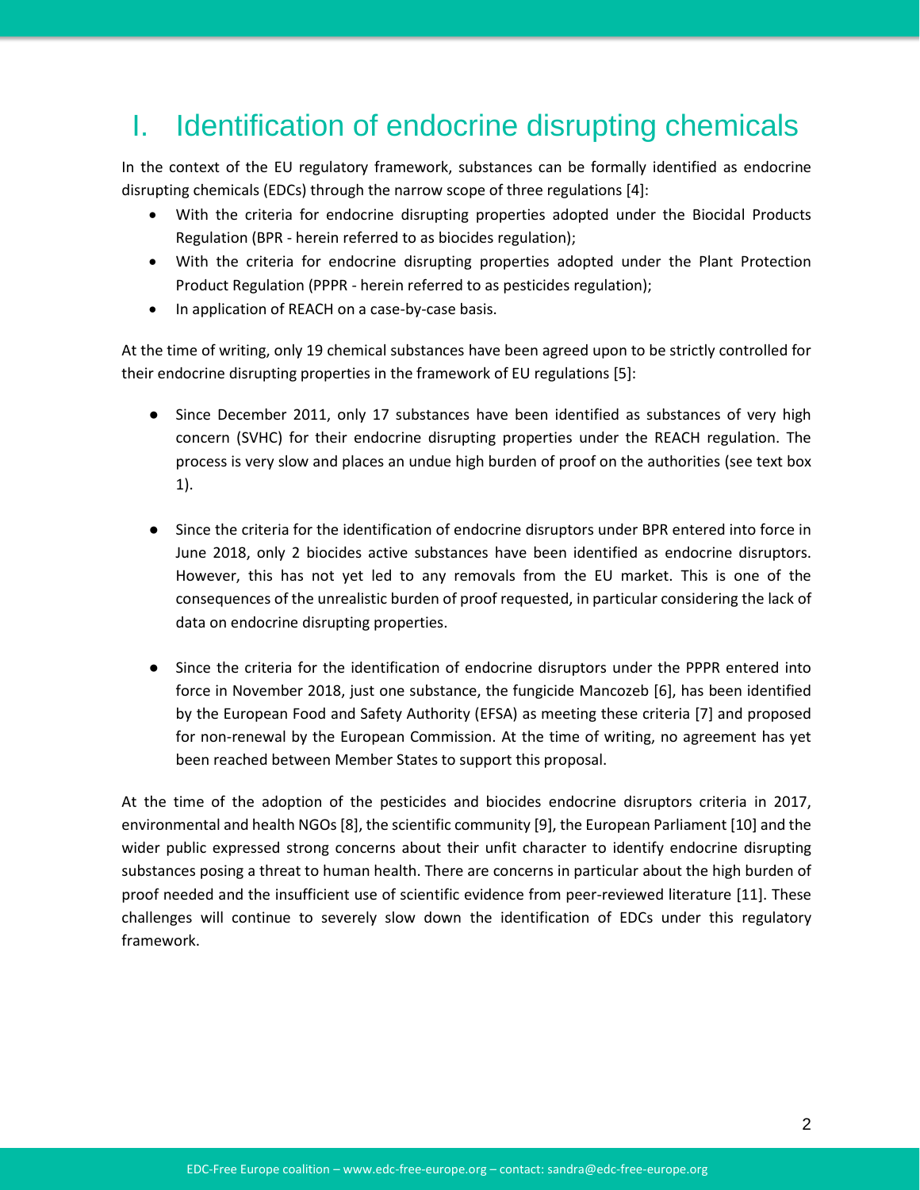# I. Identification of endocrine disrupting chemicals

In the context of the EU regulatory framework, substances can be formally identified as endocrine disrupting chemicals (EDCs) through the narrow scope of three regulations [4]:

- With the criteria for endocrine disrupting properties adopted under the Biocidal Products Regulation (BPR - herein referred to as biocides regulation);
- With the criteria for endocrine disrupting properties adopted under the Plant Protection Product Regulation (PPPR - herein referred to as pesticides regulation);
- In application of REACH on a case-by-case basis.

At the time of writing, only 19 chemical substances have been agreed upon to be strictly controlled for their endocrine disrupting properties in the framework of EU regulations [5]:

- Since December 2011, only 17 substances have been identified as substances of very high concern (SVHC) for their endocrine disrupting properties under the REACH regulation. The process is very slow and places an undue high burden of proof on the authorities (see text box 1).

- Since the criteria for the identification of endocrine disruptors under BPR entered into force in June 2018, only 2 biocides active substances have been identified as endocrine disruptors. However, this has not yet led to any removals from the EU market. This is one of the consequences of the unrealistic burden of proof requested, in particular considering the lack of data on endocrine disrupting properties.

- Since the criteria for the identification of endocrine disruptors under the PPPR entered into force in November 2018, just one substance, the fungicide Mancozeb [6], has been identified by the European Food and Safety Authority (EFSA) as meeting these criteria [7] and proposed for non-renewal by the European Commission. At the time of writing, no agreement has yet been reached between Member States to support this proposal.

At the time of the adoption of the pesticides and biocides endocrine disruptors criteria in 2017, environmental and health NGOs [8], the scientific community [9], the European Parliament [10] and the wider public expressed strong concerns about their unfit character to identify endocrine disrupting substances posing a threat to human health. There are concerns in particular about the high burden of proof needed and the insufficient use of scientific evidence from peer-reviewed literature [11]. These challenges will continue to severely slow down the identification of EDCs under this regulatory framework.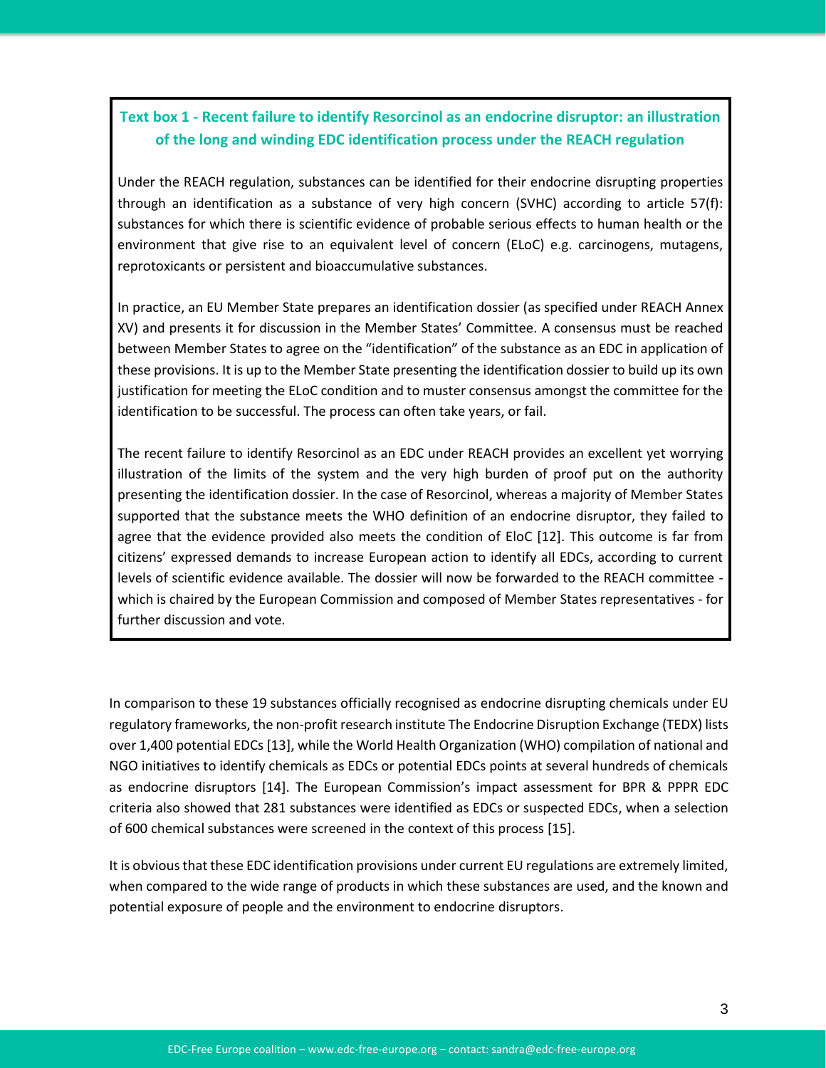**Text box 1 - Recent failure to identify Resorcinol as an endocrine disruptor: an illustration of the long and winding EDC identification process under the REACH regulation**

Under the REACH regulation, substances can be identified for their endocrine disrupting properties through an identification as a substance of very high concern (SVHC) according to article 57(f): substances for which there is scientific evidence of probable serious effects to human health or the environment that give rise to an equivalent level of concern (ELoC) e.g. carcinogens, mutagens, reprotoxicants or persistent and bioaccumulative substances.

In practice, an EU Member State prepares an identification dossier (as specified under REACH Annex XV) and presents it for discussion in the Member States' Committee. A consensus must be reached between Member States to agree on the "identification" of the substance as an EDC in application of these provisions. It is up to the Member State presenting the identification dossier to build up its own justification for meeting the ELoC condition and to muster consensus amongst the committee for the identification to be successful. The process can often take years, or fail.

The recent failure to identify Resorcinol as an EDC under REACH provides an excellent yet worrying illustration of the limits of the system and the very high burden of proof put on the authority presenting the identification dossier. In the case of Resorcinol, whereas a majority of Member States supported that the substance meets the WHO definition of an endocrine disruptor, they failed to agree that the evidence provided also meets the condition of EloC [12]. This outcome is far from citizens' expressed demands to increase European action to identify all EDCs, according to current levels of scientific evidence available. The dossier will now be forwarded to the REACH committee - which is chaired by the European Commission and composed of Member States representatives - for further discussion and vote.

In comparison to these 19 substances officially recognised as endocrine disrupting chemicals under EU regulatory frameworks, the non-profit research institute The Endocrine Disruption Exchange (TEDX) lists over 1,400 potential EDCs [13], while the World Health Organization (WHO) compilation of national and NGO initiatives to identify chemicals as EDCs or potential EDCs points at several hundreds of chemicals as endocrine disruptors [14]. The European Commission's impact assessment for BPR & PPPR EDC criteria also showed that 281 substances were identified as EDCs or suspected EDCs, when a selection of 600 chemical substances were screened in the context of this process [15].

It is obvious that these EDC identification provisions under current EU regulations are extremely limited, when compared to the wide range of products in which these substances are used, and the known and potential exposure of people and the environment to endocrine disruptors.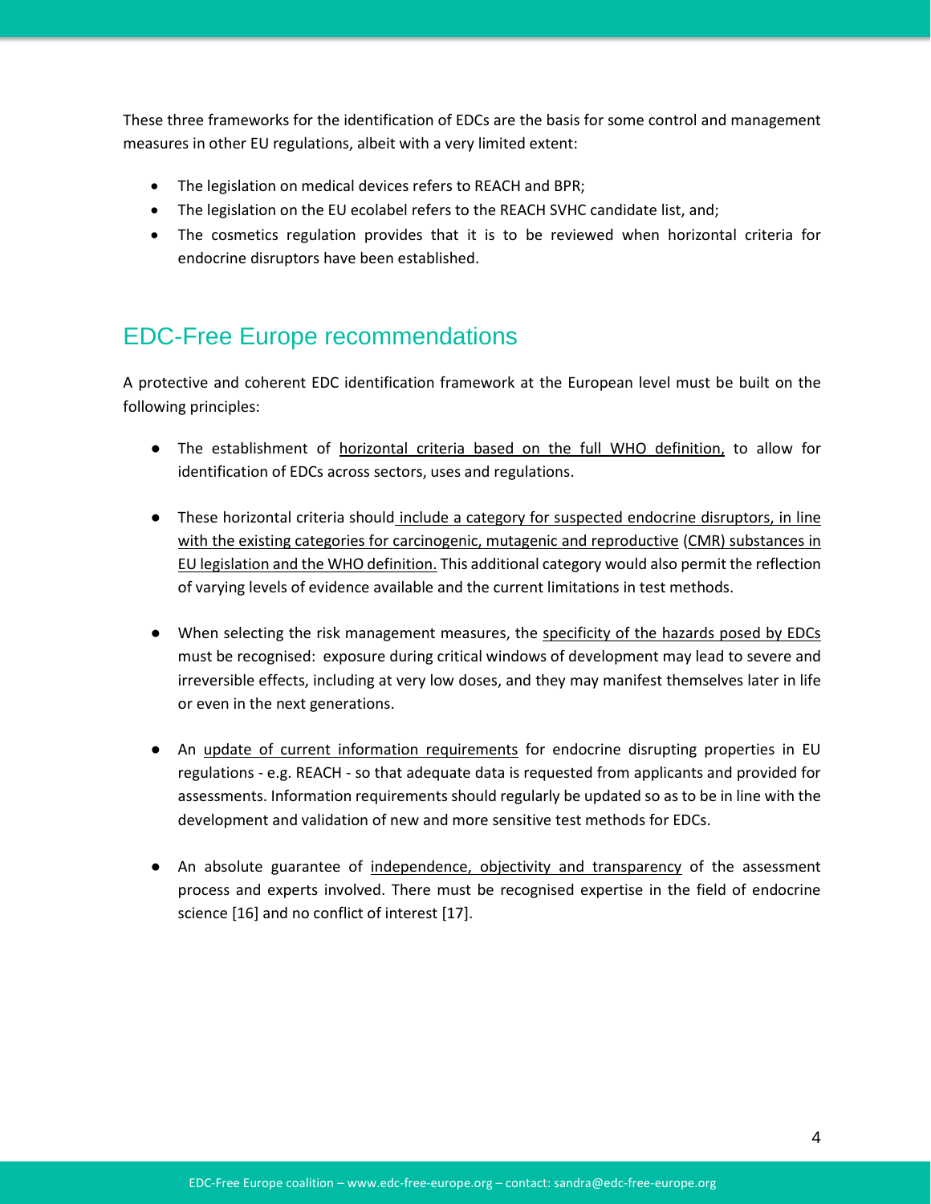These three frameworks for the identification of EDCs are the basis for some control and management measures in other EU regulations, albeit with a very limited extent:

- The legislation on medical devices refers to REACH and BPR;
- The legislation on the EU ecolabel refers to the REACH SVHC candidate list, and;
- The cosmetics regulation provides that it is to be reviewed when horizontal criteria for endocrine disruptors have been established.

## EDC-Free Europe recommendations

A protective and coherent EDC identification framework at the European level must be built on the following principles:

- The establishment of horizontal criteria based on the full WHO definition, to allow for identification of EDCs across sectors, uses and regulations.

- These horizontal criteria should include a category for suspected endocrine disruptors, in line with the existing categories for carcinogenic, mutagenic and reproductive (CMR) substances in EU legislation and the WHO definition. This additional category would also permit the reflection of varying levels of evidence available and the current limitations in test methods.

- When selecting the risk management measures, the specificity of the hazards posed by EDCs must be recognised: exposure during critical windows of development may lead to severe and irreversible effects, including at very low doses, and they may manifest themselves later in life or even in the next generations.

- An update of current information requirements for endocrine disrupting properties in EU regulations - e.g. REACH - so that adequate data is requested from applicants and provided for assessments. Information requirements should regularly be updated so as to be in line with the development and validation of new and more sensitive test methods for EDCs.

- An absolute guarantee of independence, objectivity and transparency of the assessment process and experts involved. There must be recognised expertise in the field of endocrine science [16] and no conflict of interest [17].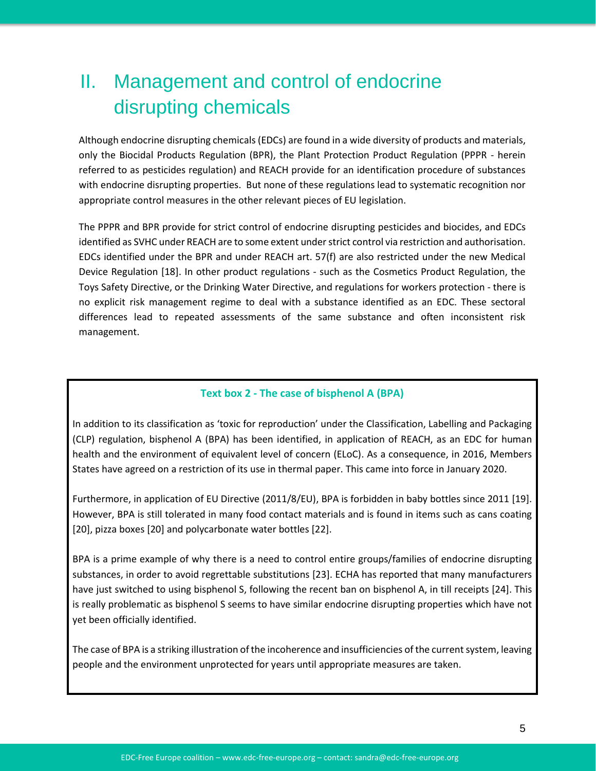# II. Management and control of endocrine disrupting chemicals

Although endocrine disrupting chemicals (EDCs) are found in a wide diversity of products and materials, only the Biocidal Products Regulation (BPR), the Plant Protection Product Regulation (PPPR - herein referred to as pesticides regulation) and REACH provide for an identification procedure of substances with endocrine disrupting properties. But none of these regulations lead to systematic recognition nor appropriate control measures in the other relevant pieces of EU legislation.

The PPPR and BPR provide for strict control of endocrine disrupting pesticides and biocides, and EDCs identified as SVHC under REACH are to some extent under strict control via restriction and authorisation. EDCs identified under the BPR and under REACH art. 57(f) are also restricted under the new Medical Device Regulation [18]. In other product regulations - such as the Cosmetics Product Regulation, the Toys Safety Directive, or the Drinking Water Directive, and regulations for workers protection - there is no explicit risk management regime to deal with a substance identified as an EDC. These sectoral differences lead to repeated assessments of the same substance and often inconsistent risk management.

**Text box 2 - The case of bisphenol A (BPA)**

In addition to its classification as 'toxic for reproduction' under the Classification, Labelling and Packaging (CLP) regulation, bisphenol A (BPA) has been identified, in application of REACH, as an EDC for human health and the environment of equivalent level of concern (ELoC). As a consequence, in 2016, Members States have agreed on a restriction of its use in thermal paper. This came into force in January 2020.

Furthermore, in application of EU Directive (2011/8/EU), BPA is forbidden in baby bottles since 2011 [19]. However, BPA is still tolerated in many food contact materials and is found in items such as cans coating [20], pizza boxes [20] and polycarbonate water bottles [22].

BPA is a prime example of why there is a need to control entire groups/families of endocrine disrupting substances, in order to avoid regrettable substitutions [23]. ECHA has reported that many manufacturers have just switched to using bisphenol S, following the recent ban on bisphenol A, in till receipts [24]. This is really problematic as bisphenol S seems to have similar endocrine disrupting properties which have not yet been officially identified.

The case of BPA is a striking illustration of the incoherence and insufficiencies of the current system, leaving people and the environment unprotected for years until appropriate measures are taken.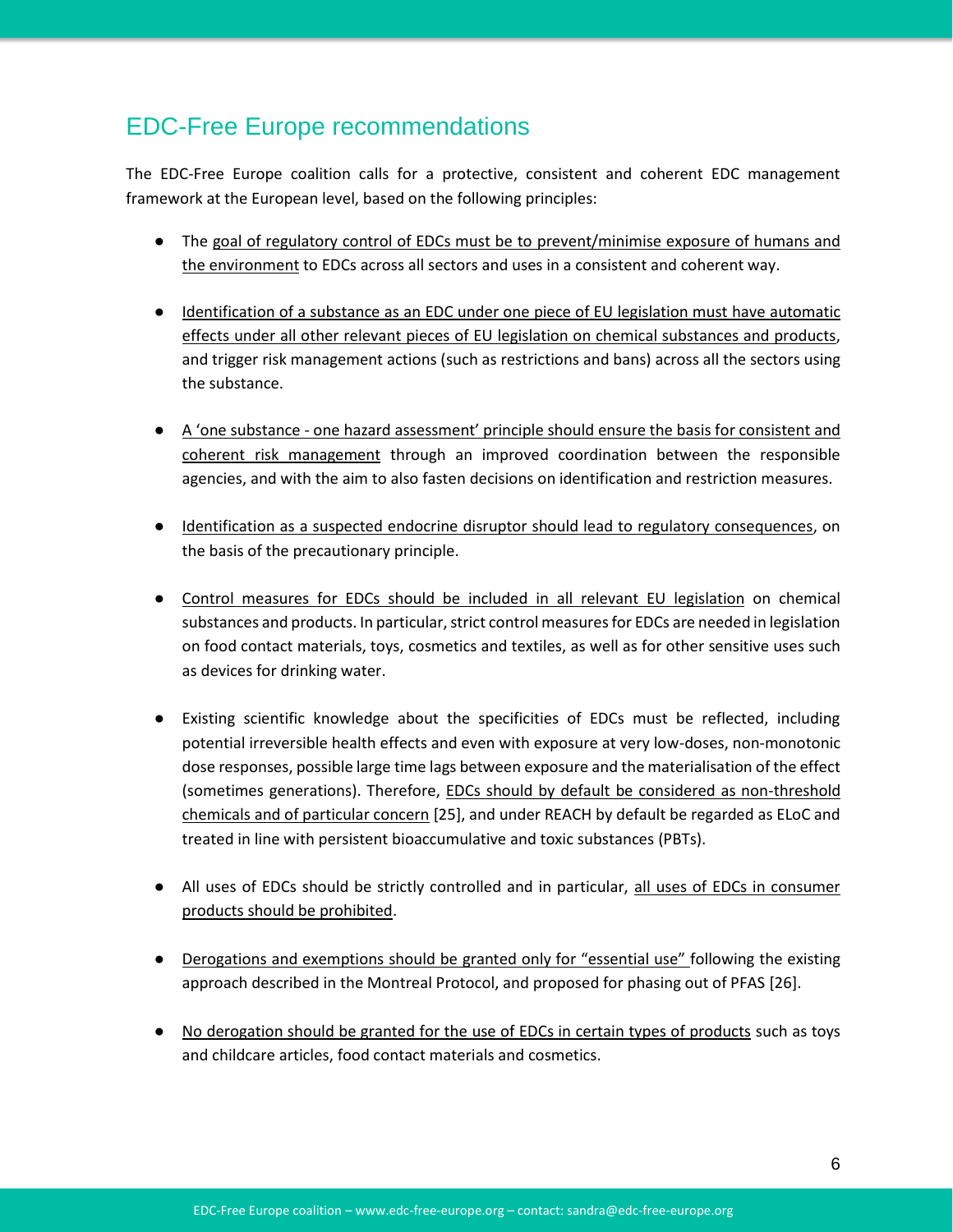## EDC-Free Europe recommendations

The EDC-Free Europe coalition calls for a protective, consistent and coherent EDC management framework at the European level, based on the following principles:

- The goal of regulatory control of EDCs must be to prevent/minimise exposure of humans and the environment to EDCs across all sectors and uses in a consistent and coherent way.

- Identification of a substance as an EDC under one piece of EU legislation must have automatic effects under all other relevant pieces of EU legislation on chemical substances and products, and trigger risk management actions (such as restrictions and bans) across all the sectors using the substance.

- A 'one substance - one hazard assessment' principle should ensure the basis for consistent and coherent risk management through an improved coordination between the responsible agencies, and with the aim to also fasten decisions on identification and restriction measures.

- Identification as a suspected endocrine disruptor should lead to regulatory consequences, on the basis of the precautionary principle.

- Control measures for EDCs should be included in all relevant EU legislation on chemical substances and products. In particular, strict control measures for EDCs are needed in legislation on food contact materials, toys, cosmetics and textiles, as well as for other sensitive uses such as devices for drinking water.

- Existing scientific knowledge about the specificities of EDCs must be reflected, including potential irreversible health effects and even with exposure at very low-doses, non-monotonic dose responses, possible large time lags between exposure and the materialisation of the effect (sometimes generations). Therefore, EDCs should by default be considered as non-threshold chemicals and of particular concern [25], and under REACH by default be regarded as ELoC and treated in line with persistent bioaccumulative and toxic substances (PBTs).

- All uses of EDCs should be strictly controlled and in particular, all uses of EDCs in consumer products should be prohibited.

- Derogations and exemptions should be granted only for "essential use" following the existing approach described in the Montreal Protocol, and proposed for phasing out of PFAS [26].

- No derogation should be granted for the use of EDCs in certain types of products such as toys and childcare articles, food contact materials and cosmetics.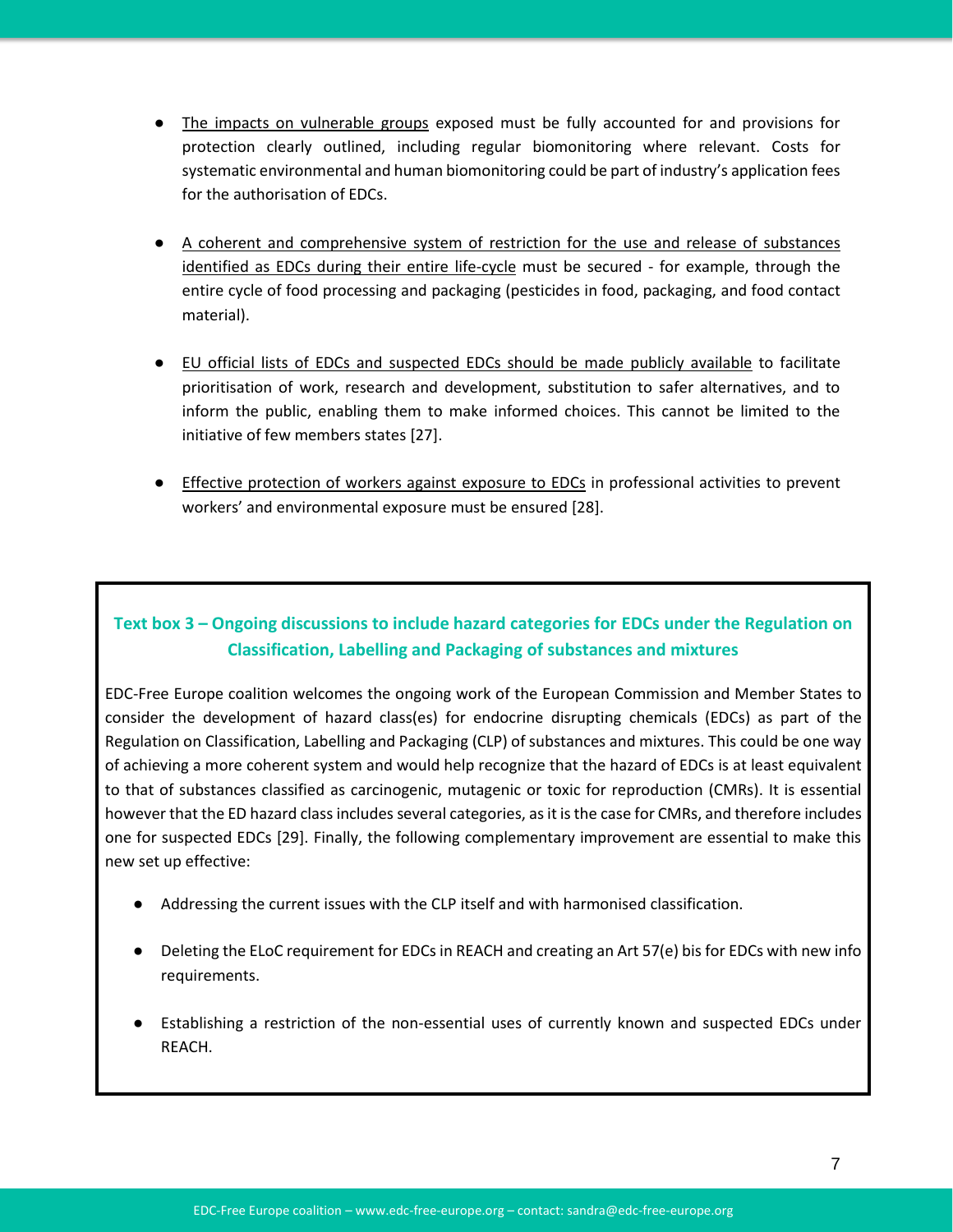- The impacts on vulnerable groups exposed must be fully accounted for and provisions for protection clearly outlined, including regular biomonitoring where relevant. Costs for systematic environmental and human biomonitoring could be part of industry's application fees for the authorisation of EDCs.

- A coherent and comprehensive system of restriction for the use and release of substances identified as EDCs during their entire life-cycle must be secured - for example, through the entire cycle of food processing and packaging (pesticides in food, packaging, and food contact material).

- EU official lists of EDCs and suspected EDCs should be made publicly available to facilitate prioritisation of work, research and development, substitution to safer alternatives, and to inform the public, enabling them to make informed choices. This cannot be limited to the initiative of few members states [27].

- Effective protection of workers against exposure to EDCs in professional activities to prevent workers' and environmental exposure must be ensured [28].

### Text box 3 – Ongoing discussions to include hazard categories for EDCs under the Regulation on Classification, Labelling and Packaging of substances and mixtures

EDC-Free Europe coalition welcomes the ongoing work of the European Commission and Member States to consider the development of hazard class(es) for endocrine disrupting chemicals (EDCs) as part of the Regulation on Classification, Labelling and Packaging (CLP) of substances and mixtures. This could be one way of achieving a more coherent system and would help recognize that the hazard of EDCs is at least equivalent to that of substances classified as carcinogenic, mutagenic or toxic for reproduction (CMRs). It is essential however that the ED hazard class includes several categories, as it is the case for CMRs, and therefore includes one for suspected EDCs [29]. Finally, the following complementary improvement are essential to make this new set up effective:

- Addressing the current issues with the CLP itself and with harmonised classification.

- Deleting the ELoC requirement for EDCs in REACH and creating an Art 57(e) bis for EDCs with new info requirements.

- Establishing a restriction of the non-essential uses of currently known and suspected EDCs under REACH.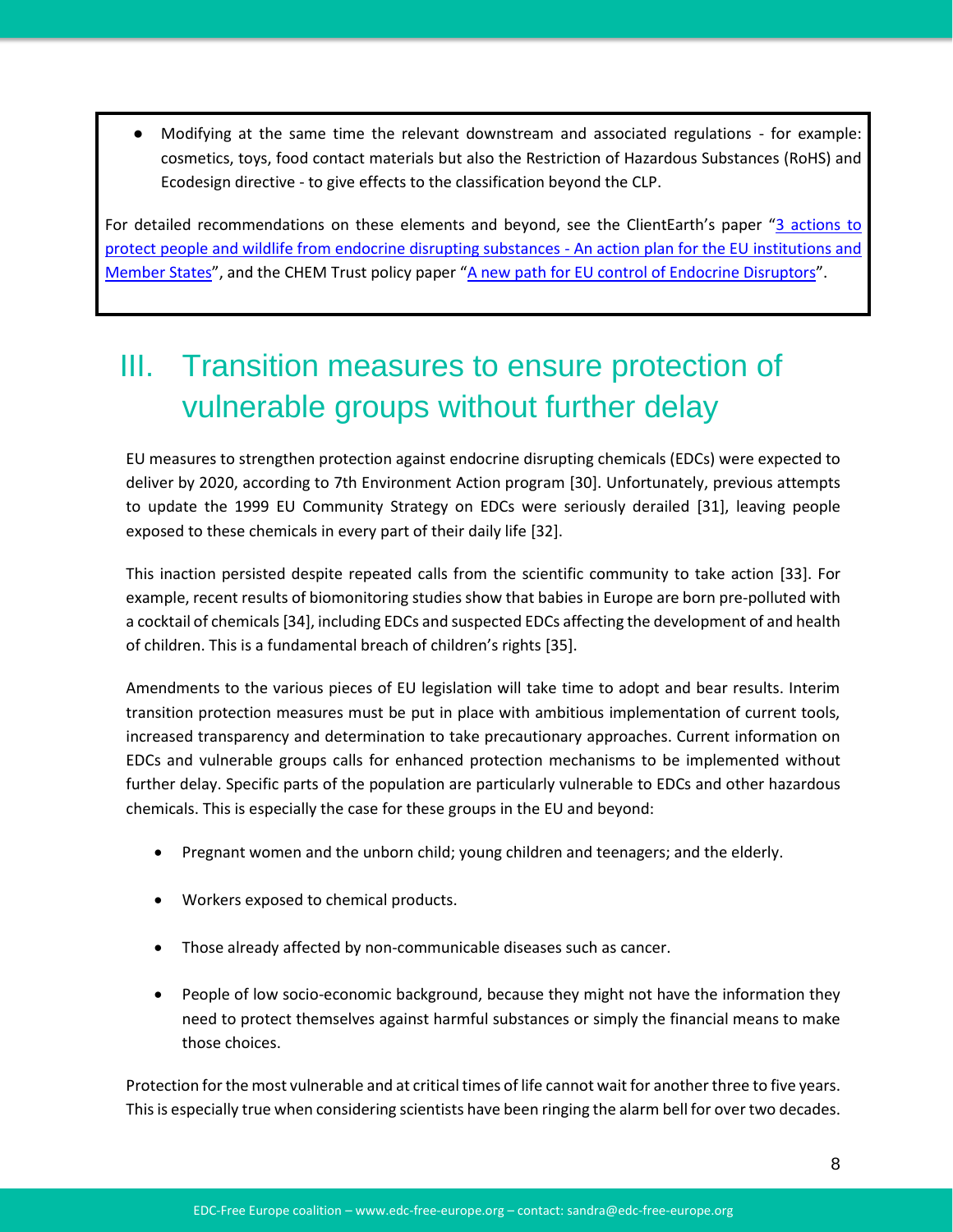- Modifying at the same time the relevant downstream and associated regulations - for example: cosmetics, toys, food contact materials but also the Restriction of Hazardous Substances (RoHS) and Ecodesign directive - to give effects to the classification beyond the CLP.

For detailed recommendations on these elements and beyond, see the ClientEarth's paper "3 actions to protect people and wildlife from endocrine disrupting substances - An action plan for the EU institutions and Member States", and the CHEM Trust policy paper "A new path for EU control of Endocrine Disruptors".

# III. Transition measures to ensure protection of vulnerable groups without further delay

EU measures to strengthen protection against endocrine disrupting chemicals (EDCs) were expected to deliver by 2020, according to 7th Environment Action program [30]. Unfortunately, previous attempts to update the 1999 EU Community Strategy on EDCs were seriously derailed [31], leaving people exposed to these chemicals in every part of their daily life [32].

This inaction persisted despite repeated calls from the scientific community to take action [33]. For example, recent results of biomonitoring studies show that babies in Europe are born pre-polluted with a cocktail of chemicals [34], including EDCs and suspected EDCs affecting the development of and health of children. This is a fundamental breach of children's rights [35].

Amendments to the various pieces of EU legislation will take time to adopt and bear results. Interim transition protection measures must be put in place with ambitious implementation of current tools, increased transparency and determination to take precautionary approaches. Current information on EDCs and vulnerable groups calls for enhanced protection mechanisms to be implemented without further delay. Specific parts of the population are particularly vulnerable to EDCs and other hazardous chemicals. This is especially the case for these groups in the EU and beyond:

- Pregnant women and the unborn child; young children and teenagers; and the elderly.
- Workers exposed to chemical products.
- Those already affected by non-communicable diseases such as cancer.
- People of low socio-economic background, because they might not have the information they need to protect themselves against harmful substances or simply the financial means to make those choices.

Protection for the most vulnerable and at critical times of life cannot wait for another three to five years. This is especially true when considering scientists have been ringing the alarm bell for over two decades.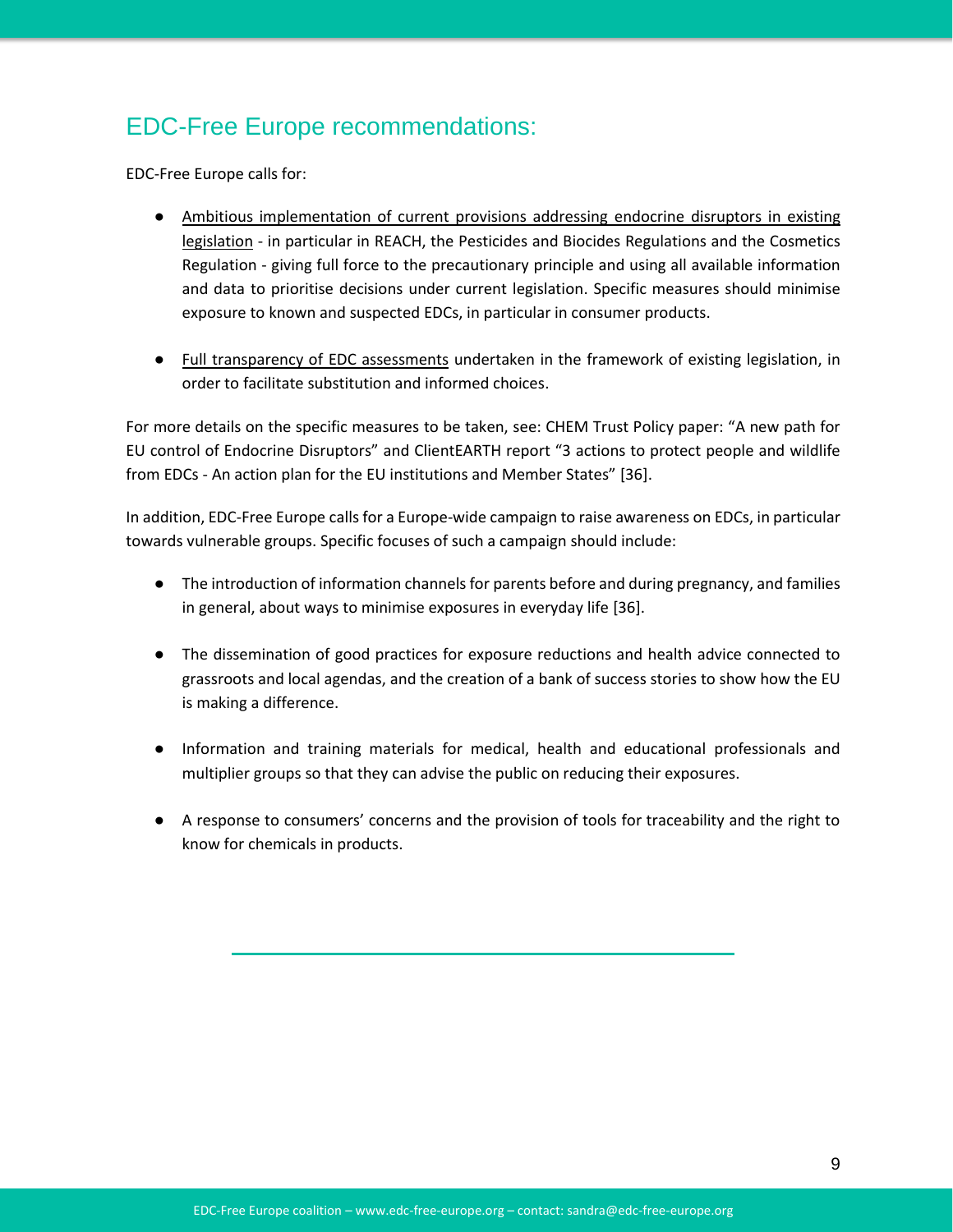## EDC-Free Europe recommendations:

EDC-Free Europe calls for:

- Ambitious implementation of current provisions addressing endocrine disruptors in existing legislation - in particular in REACH, the Pesticides and Biocides Regulations and the Cosmetics Regulation - giving full force to the precautionary principle and using all available information and data to prioritise decisions under current legislation. Specific measures should minimise exposure to known and suspected EDCs, in particular in consumer products.

- Full transparency of EDC assessments undertaken in the framework of existing legislation, in order to facilitate substitution and informed choices.

For more details on the specific measures to be taken, see: CHEM Trust Policy paper: "A new path for EU control of Endocrine Disruptors" and ClientEARTH report "3 actions to protect people and wildlife from EDCs - An action plan for the EU institutions and Member States" [36].

In addition, EDC-Free Europe calls for a Europe-wide campaign to raise awareness on EDCs, in particular towards vulnerable groups. Specific focuses of such a campaign should include:

- The introduction of information channels for parents before and during pregnancy, and families in general, about ways to minimise exposures in everyday life [36].

- The dissemination of good practices for exposure reductions and health advice connected to grassroots and local agendas, and the creation of a bank of success stories to show how the EU is making a difference.

- Information and training materials for medical, health and educational professionals and multiplier groups so that they can advise the public on reducing their exposures.

- A response to consumers' concerns and the provision of tools for traceability and the right to know for chemicals in products.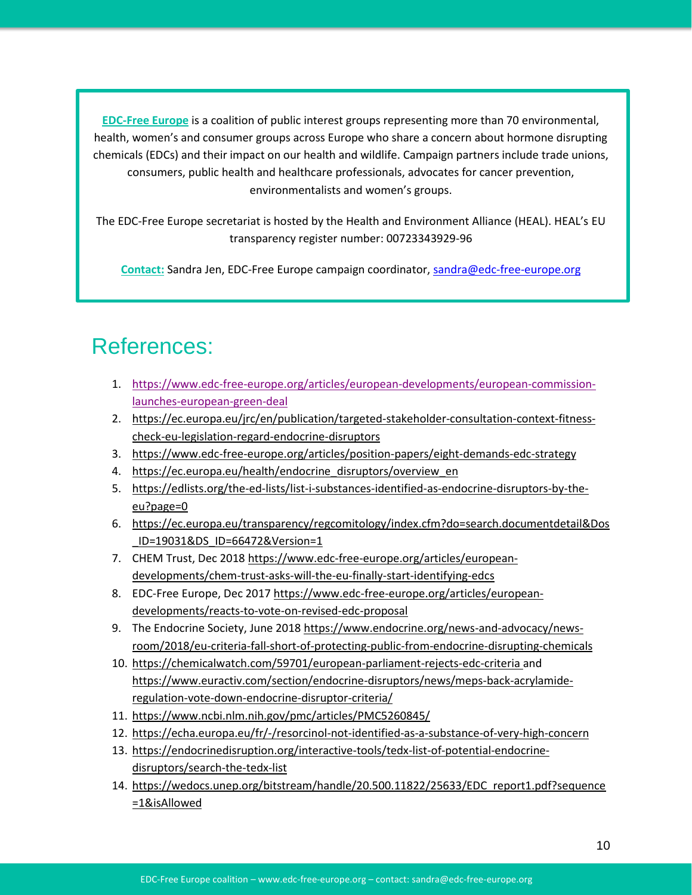**EDC-Free Europe** is a coalition of public interest groups representing more than 70 environmental, health, women's and consumer groups across Europe who share a concern about hormone disrupting chemicals (EDCs) and their impact on our health and wildlife. Campaign partners include trade unions, consumers, public health and healthcare professionals, advocates for cancer prevention, environmentalists and women's groups.

The EDC-Free Europe secretariat is hosted by the Health and Environment Alliance (HEAL). HEAL's EU transparency register number: 00723343929-96

**Contact:** Sandra Jen, EDC-Free Europe campaign coordinator, sandra@edc-free-europe.org

# References:

1. https://www.edc-free-europe.org/articles/european-developments/european-commission-launches-european-green-deal
2. https://ec.europa.eu/jrc/en/publication/targeted-stakeholder-consultation-context-fitness-check-eu-legislation-regard-endocrine-disruptors
3. https://www.edc-free-europe.org/articles/position-papers/eight-demands-edc-strategy
4. https://ec.europa.eu/health/endocrine_disruptors/overview_en
5. https://edlists.org/the-ed-lists/list-i-substances-identified-as-endocrine-disruptors-by-the-eu?page=0
6. https://ec.europa.eu/transparency/regcomitology/index.cfm?do=search.documentdetail&Dos_ID=19031&DS_ID=66472&Version=1
7. CHEM Trust, Dec 2018 https://www.edc-free-europe.org/articles/european-developments/chem-trust-asks-will-the-eu-finally-start-identifying-edcs
8. EDC-Free Europe, Dec 2017 https://www.edc-free-europe.org/articles/european-developments/reacts-to-vote-on-revised-edc-proposal
9. The Endocrine Society, June 2018 https://www.endocrine.org/news-and-advocacy/news-room/2018/eu-criteria-fall-short-of-protecting-public-from-endocrine-disrupting-chemicals
10. https://chemicalwatch.com/59701/european-parliament-rejects-edc-criteria and https://www.euractiv.com/section/endocrine-disruptors/news/meps-back-acrylamide-regulation-vote-down-endocrine-disruptor-criteria/
11. https://www.ncbi.nlm.nih.gov/pmc/articles/PMC5260845/
12. https://echa.europa.eu/fr/-/resorcinol-not-identified-as-a-substance-of-very-high-concern
13. https://endocrinedisruption.org/interactive-tools/tedx-list-of-potential-endocrine-disruptors/search-the-tedx-list
14. https://wedocs.unep.org/bitstream/handle/20.500.11822/25633/EDC_report1.pdf?sequence=1&isAllowed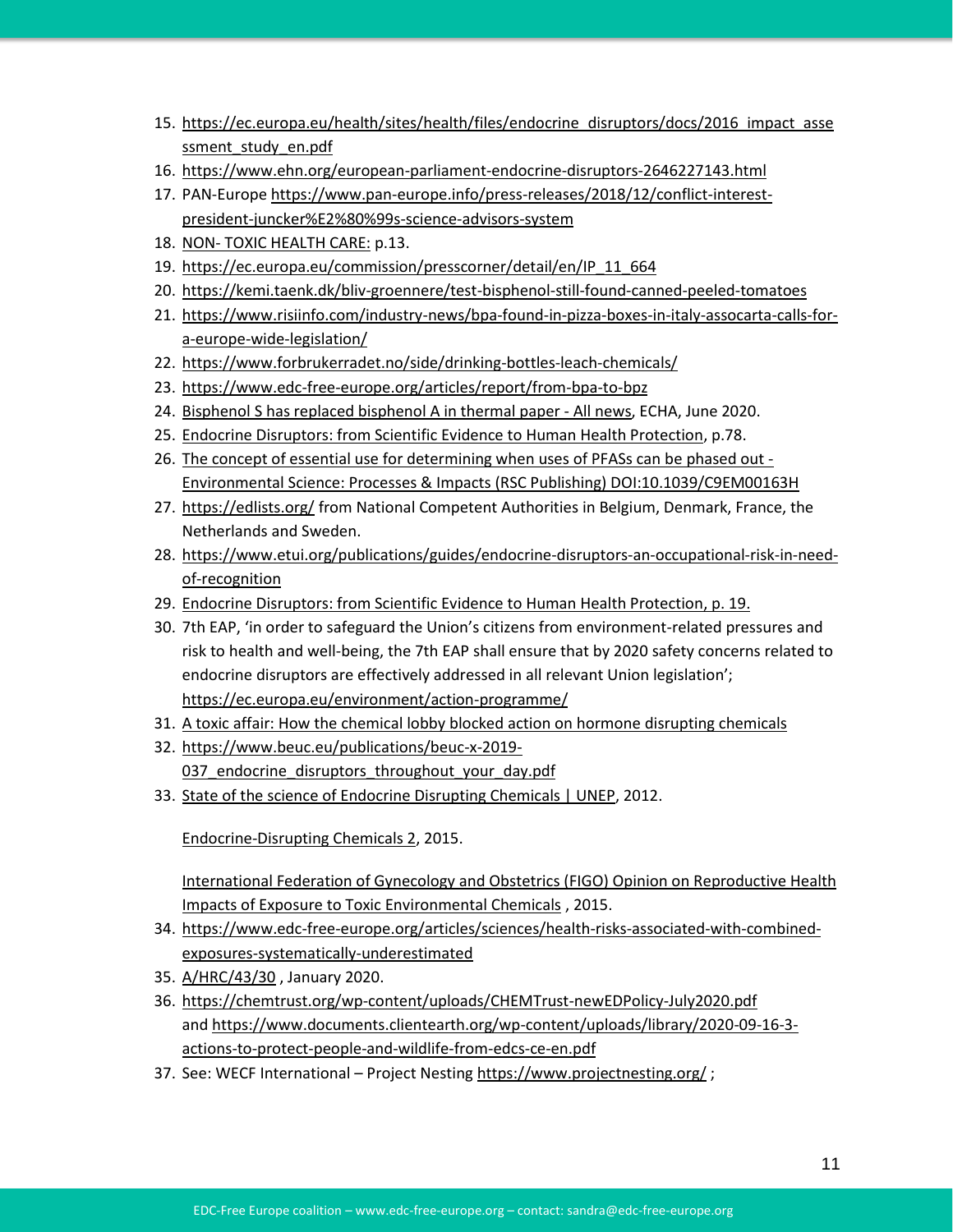15. https://ec.europa.eu/health/sites/health/files/endocrine_disruptors/docs/2016_impact_assessment_study_en.pdf
16. https://www.ehn.org/european-parliament-endocrine-disruptors-2646227143.html
17. PAN-Europe https://www.pan-europe.info/press-releases/2018/12/conflict-interest-president-juncker%E2%80%99s-science-advisors-system
18. NON- TOXIC HEALTH CARE: p.13.
19. https://ec.europa.eu/commission/presscorner/detail/en/IP_11_664
20. https://kemi.taenk.dk/bliv-groennere/test-bisphenol-still-found-canned-peeled-tomatoes
21. https://www.risiinfo.com/industry-news/bpa-found-in-pizza-boxes-in-italy-assocarta-calls-for-a-europe-wide-legislation/
22. https://www.forbrukerradet.no/side/drinking-bottles-leach-chemicals/
23. https://www.edc-free-europe.org/articles/report/from-bpa-to-bpz
24. Bisphenol S has replaced bisphenol A in thermal paper - All news, ECHA, June 2020.
25. Endocrine Disruptors: from Scientific Evidence to Human Health Protection, p.78.
26. The concept of essential use for determining when uses of PFASs can be phased out - Environmental Science: Processes & Impacts (RSC Publishing) DOI:10.1039/C9EM00163H
27. https://edlists.org/ from National Competent Authorities in Belgium, Denmark, France, the Netherlands and Sweden.
28. https://www.etui.org/publications/guides/endocrine-disruptors-an-occupational-risk-in-need-of-recognition
29. Endocrine Disruptors: from Scientific Evidence to Human Health Protection, p. 19.
30. 7th EAP, 'in order to safeguard the Union's citizens from environment-related pressures and risk to health and well-being, the 7th EAP shall ensure that by 2020 safety concerns related to endocrine disruptors are effectively addressed in all relevant Union legislation'; https://ec.europa.eu/environment/action-programme/
31. A toxic affair: How the chemical lobby blocked action on hormone disrupting chemicals
32. https://www.beuc.eu/publications/beuc-x-2019-037_endocrine_disruptors_throughout_your_day.pdf
33. State of the science of Endocrine Disrupting Chemicals | UNEP, 2012.

    Endocrine-Disrupting Chemicals 2, 2015.

    International Federation of Gynecology and Obstetrics (FIGO) Opinion on Reproductive Health Impacts of Exposure to Toxic Environmental Chemicals , 2015.
34. https://www.edc-free-europe.org/articles/sciences/health-risks-associated-with-combined-exposures-systematically-underestimated
35. A/HRC/43/30 , January 2020.
36. https://chemtrust.org/wp-content/uploads/CHEMTrust-newEDPolicy-July2020.pdf and https://www.documents.clientearth.org/wp-content/uploads/library/2020-09-16-3-actions-to-protect-people-and-wildlife-from-edcs-ce-en.pdf
37. See: WECF International – Project Nesting https://www.projectnesting.org/ ;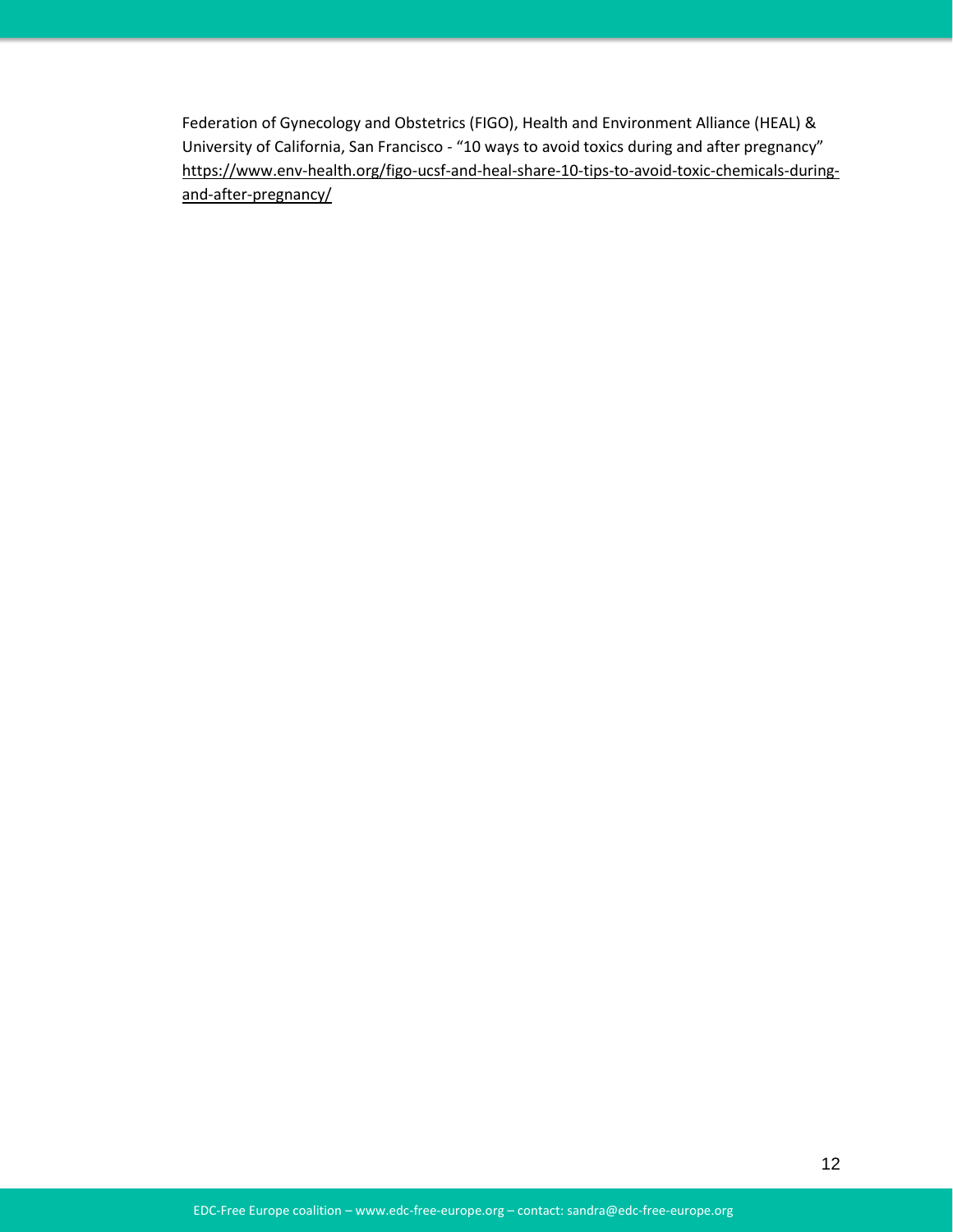Federation of Gynecology and Obstetrics (FIGO), Health and Environment Alliance (HEAL) & University of California, San Francisco - "10 ways to avoid toxics during and after pregnancy" https://www.env-health.org/figo-ucsf-and-heal-share-10-tips-to-avoid-toxic-chemicals-during-and-after-pregnancy/